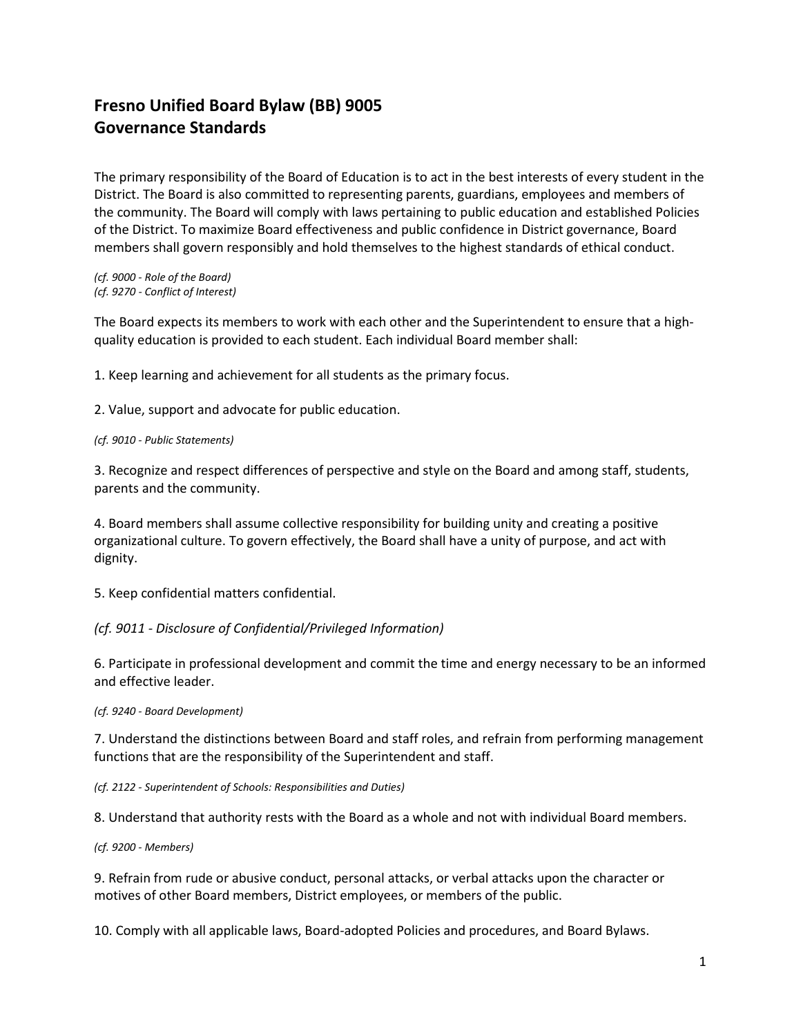## Fresno Unified Board Bylaw (BB) 9005
## Governance Standards

The primary responsibility of the Board of Education is to act in the best interests of every student in the District. The Board is also committed to representing parents, guardians, employees and members of the community. The Board will comply with laws pertaining to public education and established Policies of the District. To maximize Board effectiveness and public confidence in District governance, Board members shall govern responsibly and hold themselves to the highest standards of ethical conduct.

*(cf. 9000 - Role of the Board)*
*(cf. 9270 - Conflict of Interest)*

The Board expects its members to work with each other and the Superintendent to ensure that a high-quality education is provided to each student. Each individual Board member shall:

1. Keep learning and achievement for all students as the primary focus.

2. Value, support and advocate for public education.

*(cf. 9010 - Public Statements)*

3. Recognize and respect differences of perspective and style on the Board and among staff, students, parents and the community.

4. Board members shall assume collective responsibility for building unity and creating a positive organizational culture. To govern effectively, the Board shall have a unity of purpose, and act with dignity.

5. Keep confidential matters confidential.

*(cf. 9011 - Disclosure of Confidential/Privileged Information)*

6. Participate in professional development and commit the time and energy necessary to be an informed and effective leader.

*(cf. 9240 - Board Development)*

7. Understand the distinctions between Board and staff roles, and refrain from performing management functions that are the responsibility of the Superintendent and staff.

*(cf. 2122 - Superintendent of Schools: Responsibilities and Duties)*

8. Understand that authority rests with the Board as a whole and not with individual Board members.

*(cf. 9200 - Members)*

9. Refrain from rude or abusive conduct, personal attacks, or verbal attacks upon the character or motives of other Board members, District employees, or members of the public.

10. Comply with all applicable laws, Board-adopted Policies and procedures, and Board Bylaws.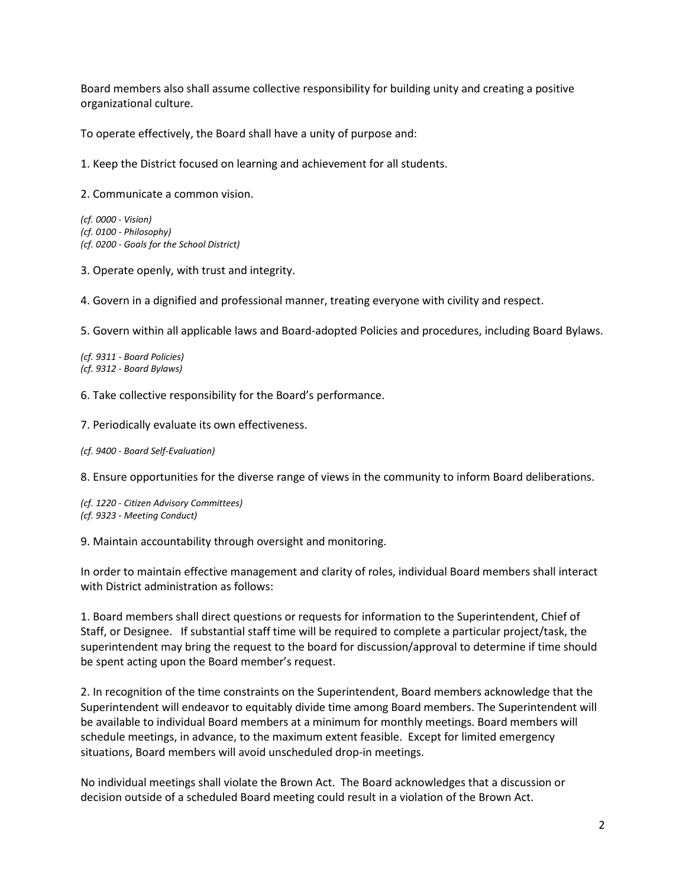Board members also shall assume collective responsibility for building unity and creating a positive organizational culture.

To operate effectively, the Board shall have a unity of purpose and:

1. Keep the District focused on learning and achievement for all students.

2. Communicate a common vision.

*(cf. 0000 - Vision)*
*(cf. 0100 - Philosophy)*
*(cf. 0200 - Goals for the School District)*

3. Operate openly, with trust and integrity.

4. Govern in a dignified and professional manner, treating everyone with civility and respect.

5. Govern within all applicable laws and Board-adopted Policies and procedures, including Board Bylaws.

*(cf. 9311 - Board Policies)*
*(cf. 9312 - Board Bylaws)*

6. Take collective responsibility for the Board's performance.

7. Periodically evaluate its own effectiveness.

*(cf. 9400 - Board Self-Evaluation)*

8. Ensure opportunities for the diverse range of views in the community to inform Board deliberations.

*(cf. 1220 - Citizen Advisory Committees)*
*(cf. 9323 - Meeting Conduct)*

9. Maintain accountability through oversight and monitoring.

In order to maintain effective management and clarity of roles, individual Board members shall interact with District administration as follows:

1. Board members shall direct questions or requests for information to the Superintendent, Chief of Staff, or Designee. If substantial staff time will be required to complete a particular project/task, the superintendent may bring the request to the board for discussion/approval to determine if time should be spent acting upon the Board member's request.

2. In recognition of the time constraints on the Superintendent, Board members acknowledge that the Superintendent will endeavor to equitably divide time among Board members. The Superintendent will be available to individual Board members at a minimum for monthly meetings. Board members will schedule meetings, in advance, to the maximum extent feasible. Except for limited emergency situations, Board members will avoid unscheduled drop-in meetings.

No individual meetings shall violate the Brown Act. The Board acknowledges that a discussion or decision outside of a scheduled Board meeting could result in a violation of the Brown Act.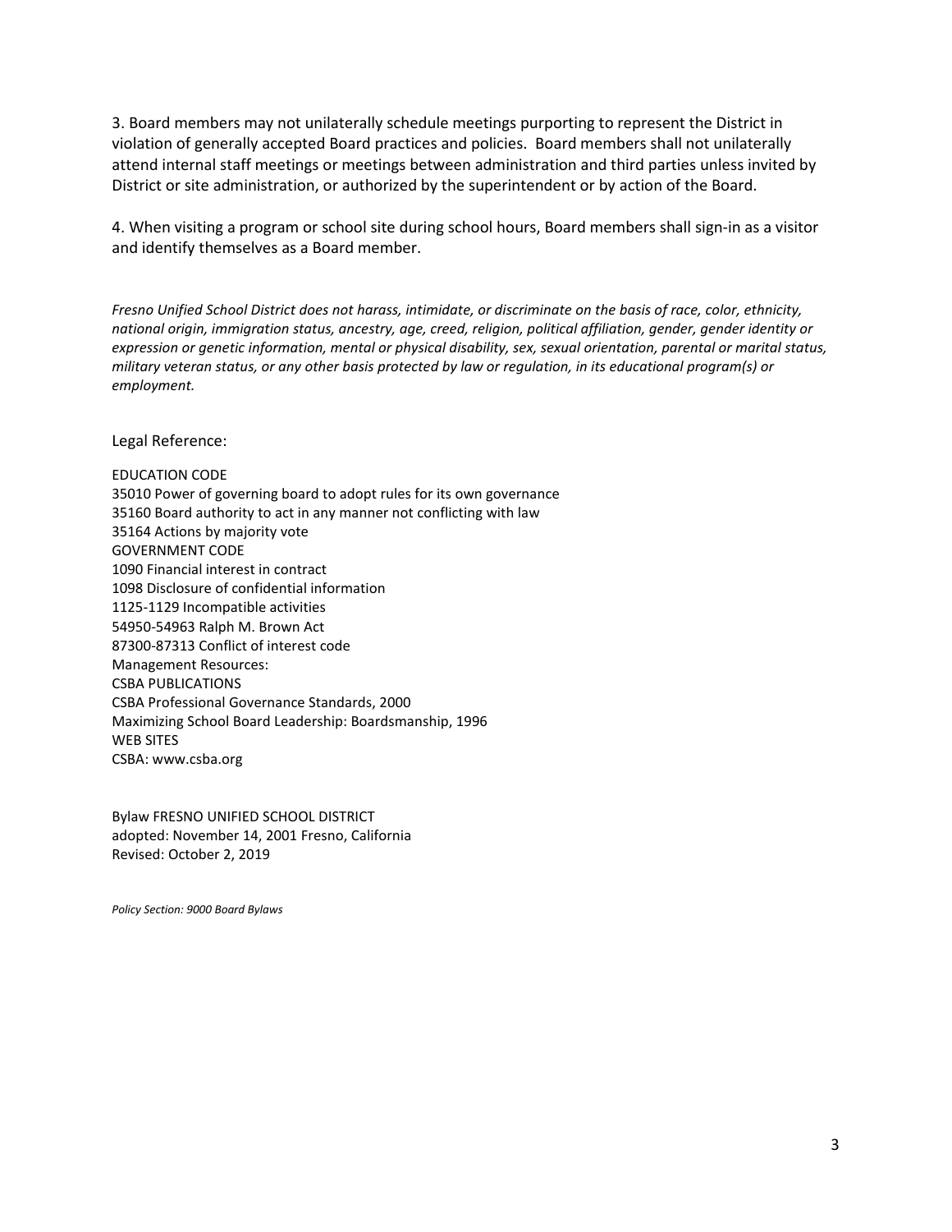3. Board members may not unilaterally schedule meetings purporting to represent the District in violation of generally accepted Board practices and policies. Board members shall not unilaterally attend internal staff meetings or meetings between administration and third parties unless invited by District or site administration, or authorized by the superintendent or by action of the Board.

4. When visiting a program or school site during school hours, Board members shall sign-in as a visitor and identify themselves as a Board member.

*Fresno Unified School District does not harass, intimidate, or discriminate on the basis of race, color, ethnicity, national origin, immigration status, ancestry, age, creed, religion, political affiliation, gender, gender identity or expression or genetic information, mental or physical disability, sex, sexual orientation, parental or marital status, military veteran status, or any other basis protected by law or regulation, in its educational program(s) or employment.*

Legal Reference:

EDUCATION CODE
35010 Power of governing board to adopt rules for its own governance
35160 Board authority to act in any manner not conflicting with law
35164 Actions by majority vote
GOVERNMENT CODE
1090 Financial interest in contract
1098 Disclosure of confidential information
1125-1129 Incompatible activities
54950-54963 Ralph M. Brown Act
87300-87313 Conflict of interest code
Management Resources:
CSBA PUBLICATIONS
CSBA Professional Governance Standards, 2000
Maximizing School Board Leadership: Boardsmanship, 1996
WEB SITES
CSBA: www.csba.org

Bylaw FRESNO UNIFIED SCHOOL DISTRICT
adopted: November 14, 2001 Fresno, California
Revised: October 2, 2019

*Policy Section: 9000 Board Bylaws*